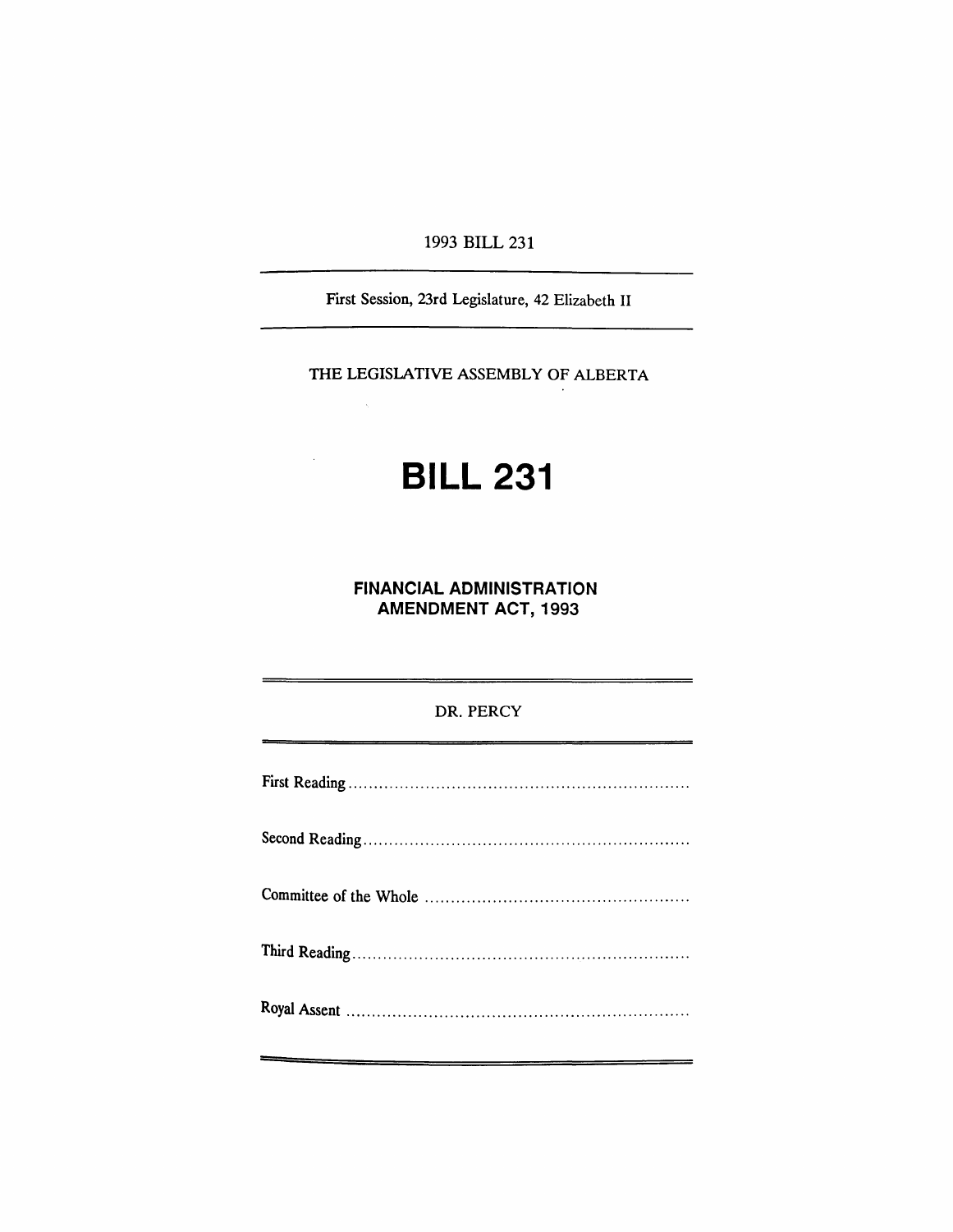1993 BILL 231

First Session, 23rd Legislature, 42 Elizabeth II

THE LEGISLATIVE ASSEMBLY OF ALBERTA

# BILL 231

## FINANCIAL ADMINISTRATION AMENDMENT ACT, 1993

DR. PERCY

First Reading ..................................................................

Second Reading ..............................................................

Committee of the Whole ..................................................

Third Reading ................................................................

Royal Assent .................................................................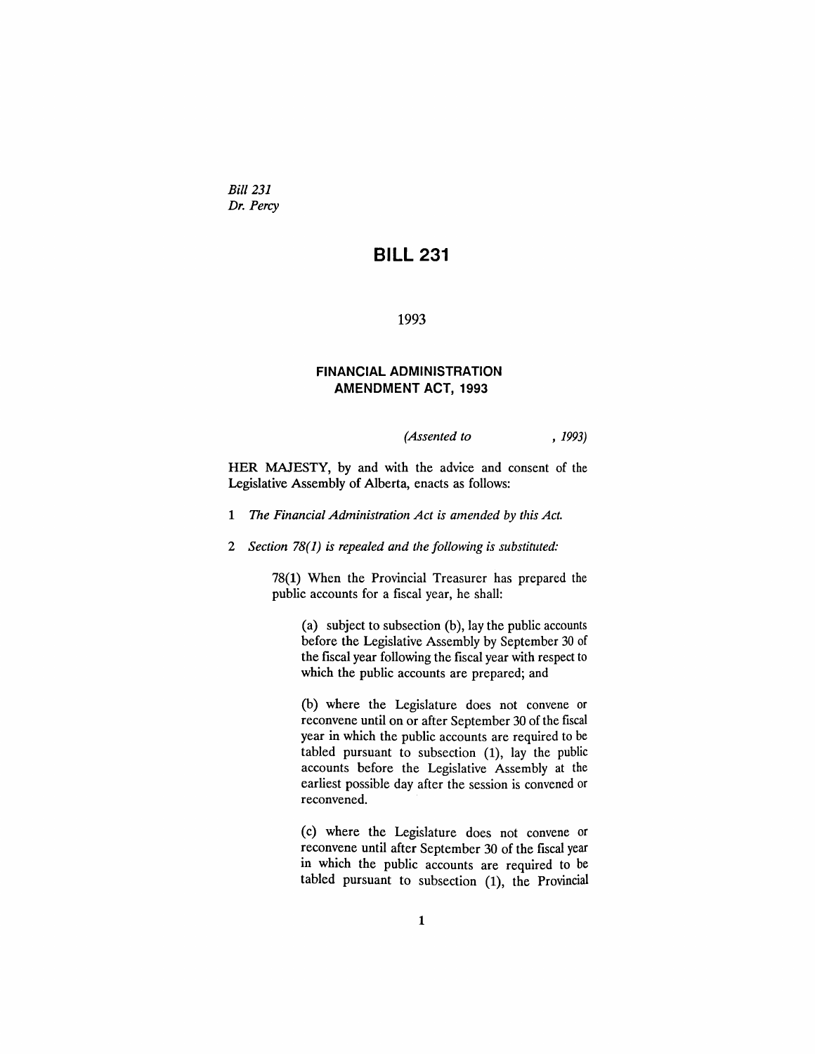*Bill 231*
*Dr. Percy*

# BILL 231

1993

## FINANCIAL ADMINISTRATION AMENDMENT ACT, 1993

*(Assented to , 1993)*

HER MAJESTY, by and with the advice and consent of the Legislative Assembly of Alberta, enacts as follows:

1 *The Financial Administration Act is amended by this Act.*

2 *Section 78(1) is repealed and the following is substituted:*

> 78(1) When the Provincial Treasurer has prepared the public accounts for a fiscal year, he shall:
>
> > (a) subject to subsection (b), lay the public accounts before the Legislative Assembly by September 30 of the fiscal year following the fiscal year with respect to which the public accounts are prepared; and
> >
> > (b) where the Legislature does not convene or reconvene until on or after September 30 of the fiscal year in which the public accounts are required to be tabled pursuant to subsection (1), lay the public accounts before the Legislative Assembly at the earliest possible day after the session is convened or reconvened.
> >
> > (c) where the Legislature does not convene or reconvene until after September 30 of the fiscal year in which the public accounts are required to be tabled pursuant to subsection (1), the Provincial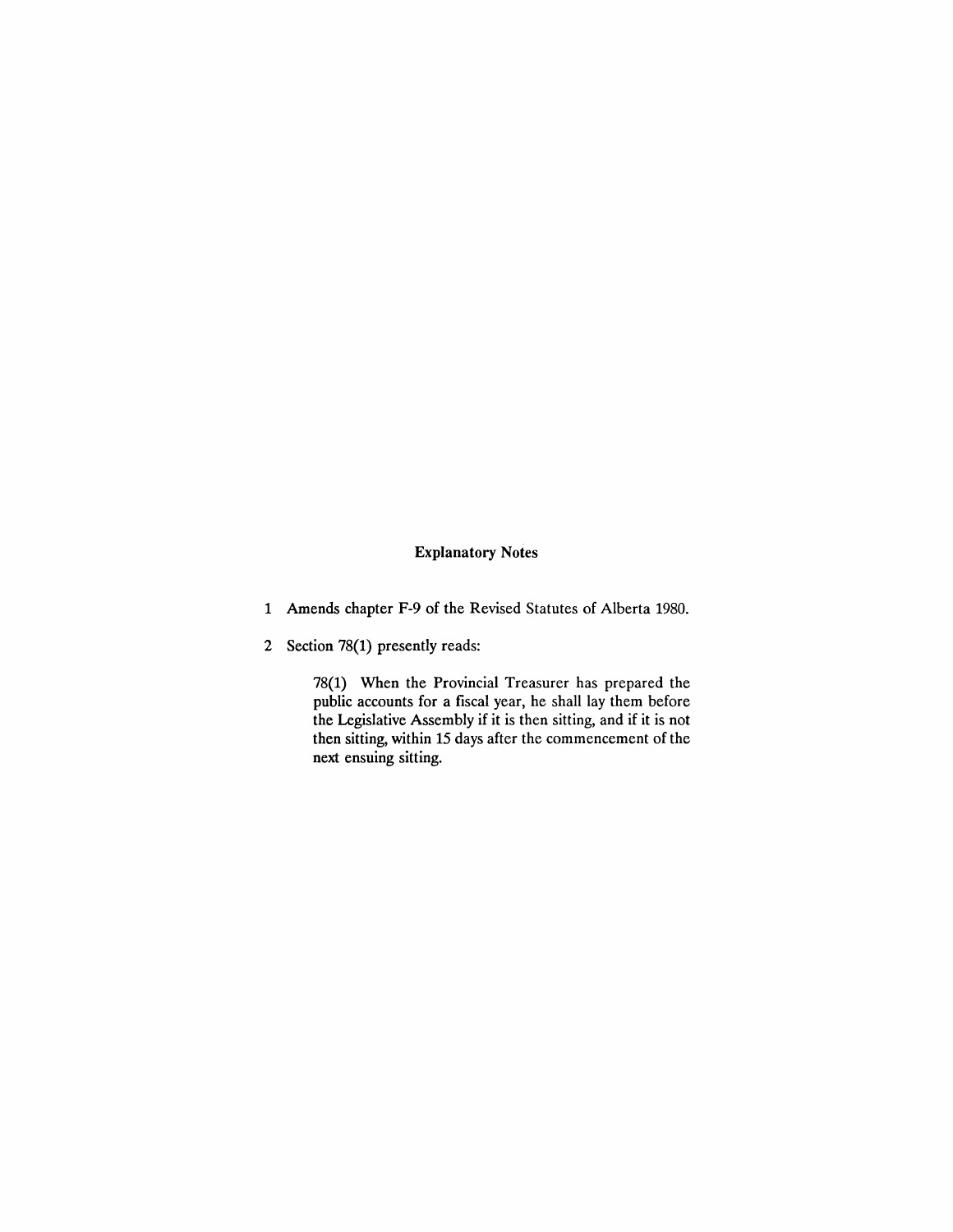## Explanatory Notes

1 Amends chapter F-9 of the Revised Statutes of Alberta 1980.

2 Section 78(1) presently reads:

> 78(1) When the Provincial Treasurer has prepared the public accounts for a fiscal year, he shall lay them before the Legislative Assembly if it is then sitting, and if it is not then sitting, within 15 days after the commencement of the next ensuing sitting.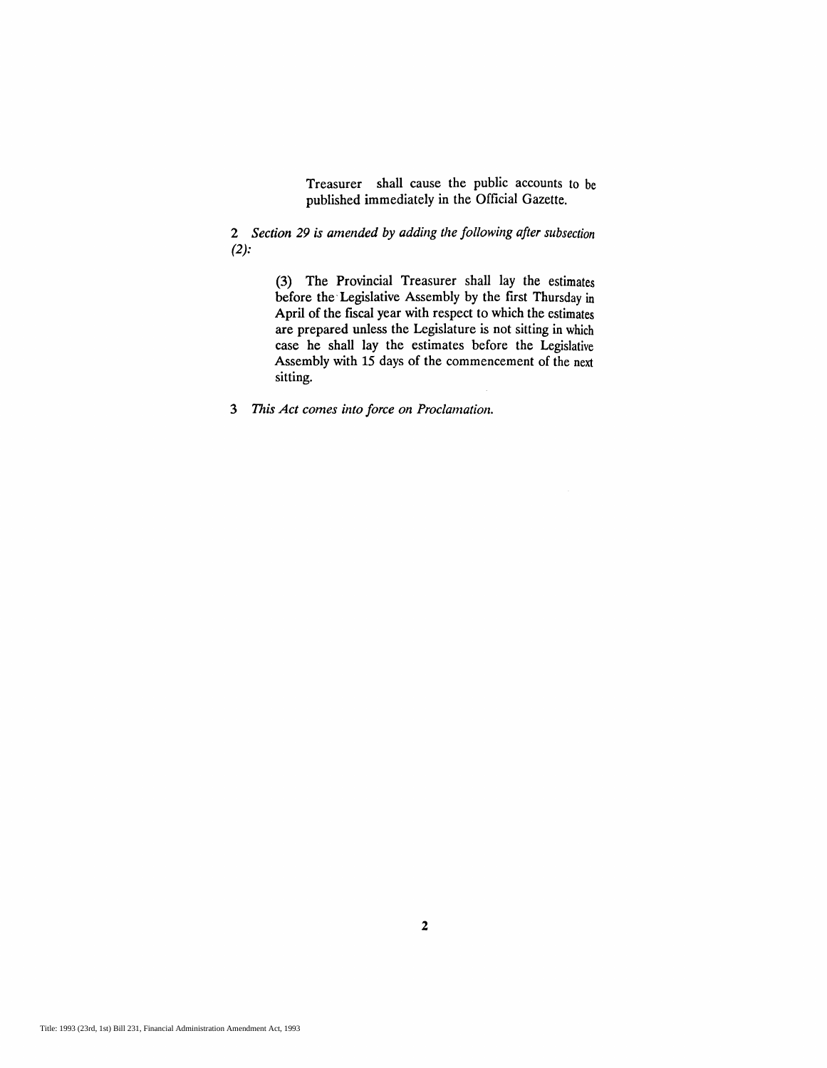Treasurer shall cause the public accounts to be published immediately in the Official Gazette.

2 *Section 29 is amended by adding the following after subsection (2):*

> (3) The Provincial Treasurer shall lay the estimates before the Legislative Assembly by the first Thursday in April of the fiscal year with respect to which the estimates are prepared unless the Legislature is not sitting in which case he shall lay the estimates before the Legislative Assembly with 15 days of the commencement of the next sitting.

3 *This Act comes into force on Proclamation.*